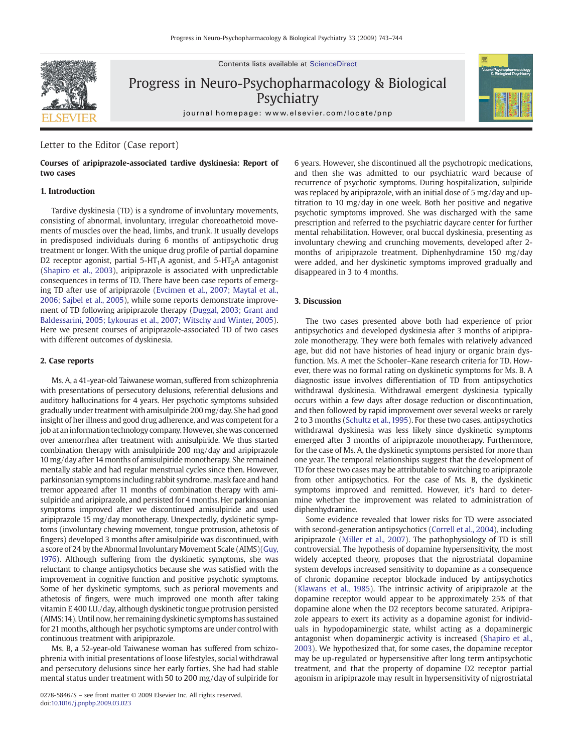Letter to the Editor (Case report)

## Courses of aripiprazole-associated tardive dyskinesia: Report of two cases

### 1. Introduction

Tardive dyskinesia (TD) is a syndrome of involuntary movements, consisting of abnormal, involuntary, irregular choreoathetoid movements of muscles over the head, limbs, and trunk. It usually develops in predisposed individuals during 6 months of antipsychotic drug treatment or longer. With the unique drug profile of partial dopamine D2 receptor agonist, partial $5\text{-HT}_1\text{A}$ agonist, and $5\text{-HT}_2\text{A}$ antagonist (Shapiro et al., 2003), aripiprazole is associated with unpredictable consequences in terms of TD. There have been case reports of emerging TD after use of aripiprazole (Evcimen et al., 2007; Maytal et al., 2006; Sajbel et al., 2005), while some reports demonstrate improvement of TD following aripiprazole therapy (Duggal, 2003; Grant and Baldessarini, 2005; Lykouras et al., 2007; Witschy and Winter, 2005). Here we present courses of aripiprazole-associated TD of two cases with different outcomes of dyskinesia.

### 2. Case reports

Ms. A, a 41-year-old Taiwanese woman, suffered from schizophrenia with presentations of persecutory delusions, referential delusions and auditory hallucinations for 4 years. Her psychotic symptoms subsided gradually under treatment with amisulpiride 200 mg/day. She had good insight of her illness and good drug adherence, and was competent for a job at an information technology company. However, she was concerned over amenorrhea after treatment with amisulpiride. We thus started combination therapy with amisulpiride 200 mg/day and aripiprazole 10 mg/day after 14 months of amisulpiride monotherapy. She remained mentally stable and had regular menstrual cycles since then. However, parkinsonian symptoms including rabbit syndrome, mask face and hand tremor appeared after 11 months of combination therapy with amisulpiride and aripiprazole, and persisted for 4 months. Her parkinsonian symptoms improved after we discontinued amisulpiride and used aripiprazole 15 mg/day monotherapy. Unexpectedly, dyskinetic symptoms (involuntary chewing movement, tongue protrusion, athetosis of fingers) developed 3 months after amisulpiride was discontinued, with a score of 24 by the Abnormal Involuntary Movement Scale (AIMS)(Guy, 1976). Although suffering from the dyskinetic symptoms, she was reluctant to change antipsychotics because she was satisfied with the improvement in cognitive function and positive psychotic symptoms. Some of her dyskinetic symptoms, such as perioral movements and athetosis of fingers, were much improved one month after taking vitamin E 400 I.U./day, although dyskinetic tongue protrusion persisted (AIMS:14). Until now, her remaining dyskinetic symptoms has sustained for 21 months, although her psychotic symptoms are under control with continuous treatment with aripiprazole.

Ms. B, a 52-year-old Taiwanese woman has suffered from schizophrenia with initial presentations of loose lifestyles, social withdrawal and persecutory delusions since her early forties. She had had stable mental status under treatment with 50 to 200 mg/day of sulpiride for 6 years. However, she discontinued all the psychotropic medications, and then she was admitted to our psychiatric ward because of recurrence of psychotic symptoms. During hospitalization, sulpiride was replaced by aripiprazole, with an initial dose of 5 mg/day and up-titration to 10 mg/day in one week. Both her positive and negative psychotic symptoms improved. She was discharged with the same prescription and referred to the psychiatric daycare center for further mental rehabilitation. However, oral buccal dyskinesia, presenting as involuntary chewing and crunching movements, developed after 2-months of aripiprazole treatment. Diphenhydramine 150 mg/day were added, and her dyskinetic symptoms improved gradually and disappeared in 3 to 4 months.

### 3. Discussion

The two cases presented above both had experience of prior antipsychotics and developed dyskinesia after 3 months of aripiprazole monotherapy. They were both females with relatively advanced age, but did not have histories of head injury or organic brain dysfunction. Ms. A met the Schooler–Kane research criteria for TD. However, there was no formal rating on dyskinetic symptoms for Ms. B. A diagnostic issue involves differentiation of TD from antipsychotics withdrawal dyskinesia. Withdrawal emergent dyskinesia typically occurs within a few days after dosage reduction or discontinuation, and then followed by rapid improvement over several weeks or rarely 2 to 3 months (Schultz et al., 1995). For these two cases, antipsychotics withdrawal dyskinesia was less likely since dyskinetic symptoms emerged after 3 months of aripiprazole monotherapy. Furthermore, for the case of Ms. A, the dyskinetic symptoms persisted for more than one year. The temporal relationships suggest that the development of TD for these two cases may be attributable to switching to aripiprazole from other antipsychotics. For the case of Ms. B, the dyskinetic symptoms improved and remitted. However, it's hard to determine whether the improvement was related to administration of diphenhydramine.

Some evidence revealed that lower risks for TD were associated with second-generation antipsychotics (Correll et al., 2004), including aripiprazole (Miller et al., 2007). The pathophysiology of TD is still controversial. The hypothesis of dopamine hypersensitivity, the most widely accepted theory, proposes that the nigrostriatal dopamine system develops increased sensitivity to dopamine as a consequence of chronic dopamine receptor blockade induced by antipsychotics (Klawans et al., 1985). The intrinsic activity of aripiprazole at the dopamine receptor would appear to be approximately 25% of that dopamine alone when the D2 receptors become saturated. Aripiprazole appears to exert its activity as a dopamine agonist for individuals in hypodopaminergic state, whilst acting as a dopaminergic antagonist when dopaminergic activity is increased (Shapiro et al., 2003). We hypothesized that, for some cases, the dopamine receptor may be up-regulated or hypersensitive after long term antipsychotic treatment, and that the property of dopamine D2 receptor partial agonism in aripiprazole may result in hypersensitivity of nigrostriatal

0278-5846/$ – see front matter © 2009 Elsevier Inc. All rights reserved.
doi:10.1016/j.pnpbp.2009.03.023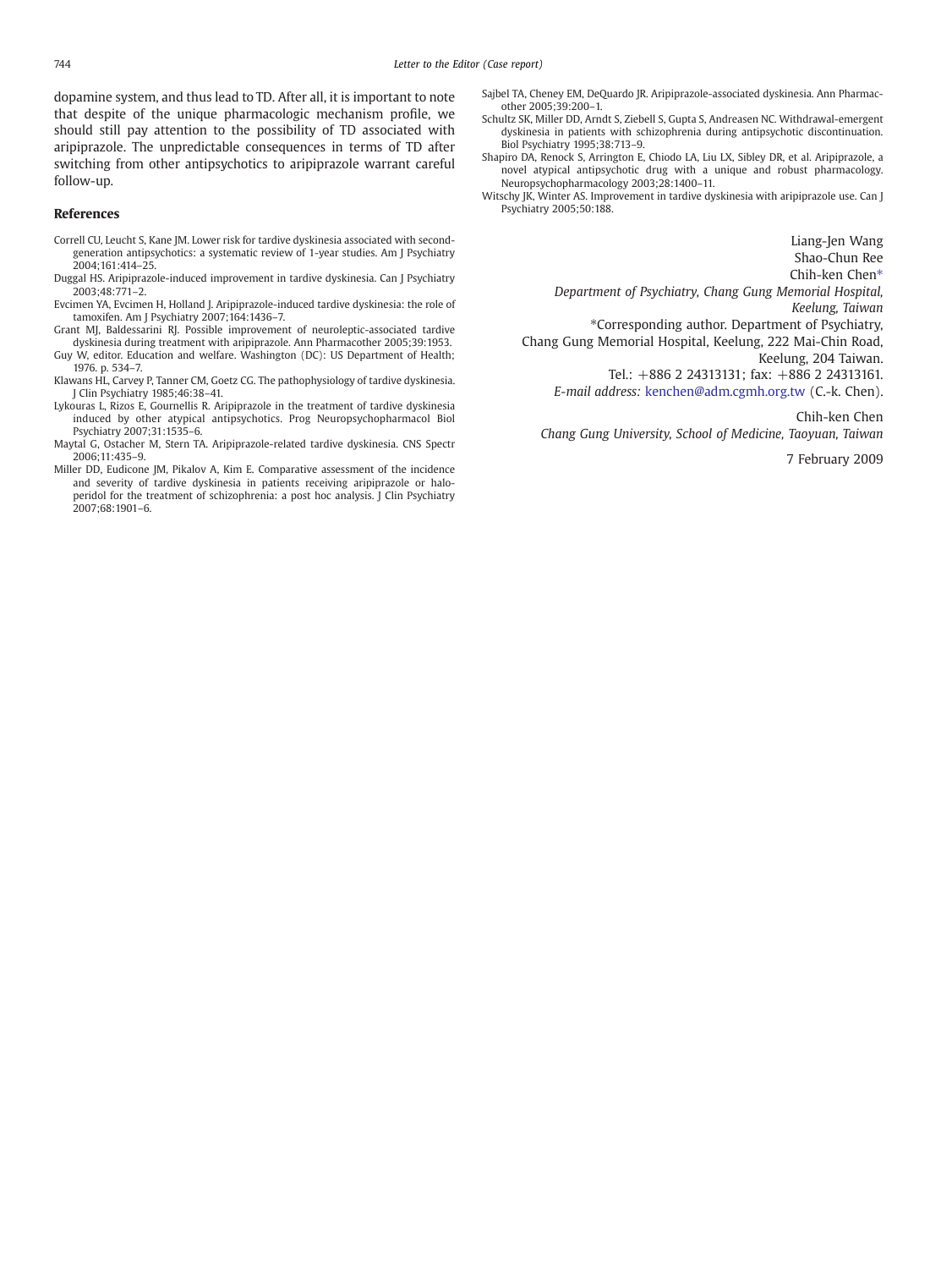dopamine system, and thus lead to TD. After all, it is important to note that despite of the unique pharmacologic mechanism profile, we should still pay attention to the possibility of TD associated with aripiprazole. The unpredictable consequences in terms of TD after switching from other antipsychotics to aripiprazole warrant careful follow-up.

## References

Correll CU, Leucht S, Kane JM. Lower risk for tardive dyskinesia associated with second-generation antipsychotics: a systematic review of 1-year studies. Am J Psychiatry 2004;161:414–25.

Duggal HS. Aripiprazole-induced improvement in tardive dyskinesia. Can J Psychiatry 2003;48:771–2.

Evcimen YA, Evcimen H, Holland J. Aripiprazole-induced tardive dyskinesia: the role of tamoxifen. Am J Psychiatry 2007;164:1436–7.

Grant MJ, Baldessarini RJ. Possible improvement of neuroleptic-associated tardive dyskinesia during treatment with aripiprazole. Ann Pharmacother 2005;39:1953.

Guy W, editor. Education and welfare. Washington (DC): US Department of Health; 1976. p. 534–7.

Klawans HL, Carvey P, Tanner CM, Goetz CG. The pathophysiology of tardive dyskinesia. J Clin Psychiatry 1985;46:38–41.

Lykouras L, Rizos E, Gournellis R. Aripiprazole in the treatment of tardive dyskinesia induced by other atypical antipsychotics. Prog Neuropsychopharmacol Biol Psychiatry 2007;31:1535–6.

Maytal G, Ostacher M, Stern TA. Aripiprazole-related tardive dyskinesia. CNS Spectr 2006;11:435–9.

Miller DD, Eudicone JM, Pikalov A, Kim E. Comparative assessment of the incidence and severity of tardive dyskinesia in patients receiving aripiprazole or haloperidol for the treatment of schizophrenia: a post hoc analysis. J Clin Psychiatry 2007;68:1901–6.

Sajbel TA, Cheney EM, DeQuardo JR. Aripiprazole-associated dyskinesia. Ann Pharmacother 2005;39:200–1.

Schultz SK, Miller DD, Arndt S, Ziebell S, Gupta S, Andreasen NC. Withdrawal-emergent dyskinesia in patients with schizophrenia during antipsychotic discontinuation. Biol Psychiatry 1995;38:713–9.

Shapiro DA, Renock S, Arrington E, Chiodo LA, Liu LX, Sibley DR, et al. Aripiprazole, a novel atypical antipsychotic drug with a unique and robust pharmacology. Neuropsychopharmacology 2003;28:1400–11.

Witschy JK, Winter AS. Improvement in tardive dyskinesia with aripiprazole use. Can J Psychiatry 2005;50:188.

Liang-Jen Wang
Shao-Chun Ree
Chih-ken Chen*
*Department of Psychiatry, Chang Gung Memorial Hospital, Keelung, Taiwan*

*Corresponding author. Department of Psychiatry, Chang Gung Memorial Hospital, Keelung, 222 Mai-Chin Road, Keelung, 204 Taiwan.
Tel.: +886 2 24313131; fax: +886 2 24313161.
*E-mail address:* kenchen@adm.cgmh.org.tw (C.-k. Chen).

Chih-ken Chen
*Chang Gung University, School of Medicine, Taoyuan, Taiwan*

7 February 2009